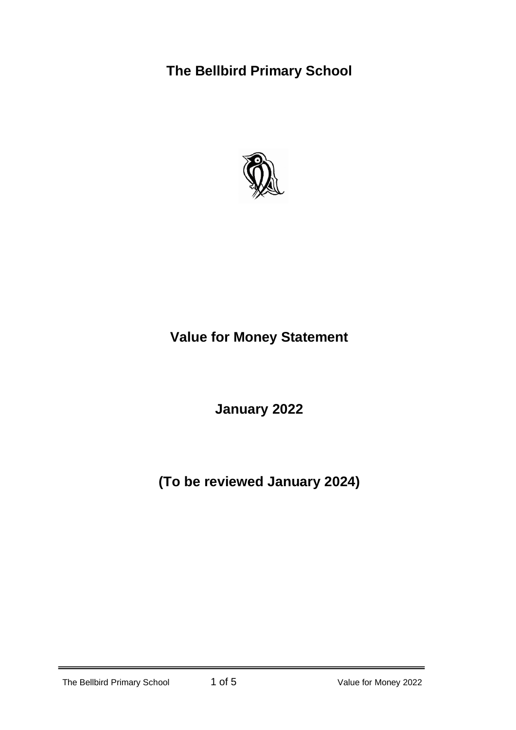# The Bellbird Primary School

# Value for Money Statement

## January 2022

## (To be reviewed January 2024)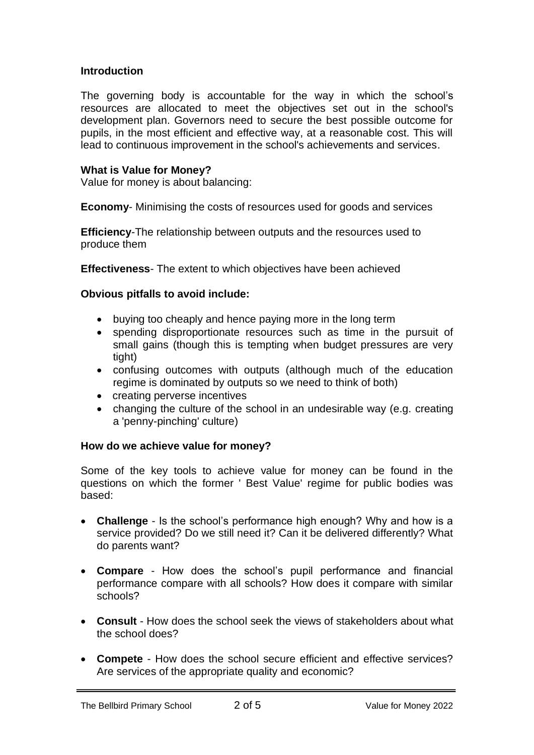## Introduction

The governing body is accountable for the way in which the school's resources are allocated to meet the objectives set out in the school's development plan. Governors need to secure the best possible outcome for pupils, in the most efficient and effective way, at a reasonable cost. This will lead to continuous improvement in the school's achievements and services.

## What is Value for Money?

Value for money is about balancing:

**Economy**- Minimising the costs of resources used for goods and services

**Efficiency**-The relationship between outputs and the resources used to produce them

**Effectiveness**- The extent to which objectives have been achieved

**Obvious pitfalls to avoid include:**

- buying too cheaply and hence paying more in the long term
- spending disproportionate resources such as time in the pursuit of small gains (though this is tempting when budget pressures are very tight)
- confusing outcomes with outputs (although much of the education regime is dominated by outputs so we need to think of both)
- creating perverse incentives
- changing the culture of the school in an undesirable way (e.g. creating a 'penny-pinching' culture)

## How do we achieve value for money?

Some of the key tools to achieve value for money can be found in the questions on which the former ' Best Value' regime for public bodies was based:

- **Challenge** - Is the school's performance high enough? Why and how is a service provided? Do we still need it? Can it be delivered differently? What do parents want?
- **Compare** - How does the school's pupil performance and financial performance compare with all schools? How does it compare with similar schools?
- **Consult** - How does the school seek the views of stakeholders about what the school does?
- **Compete** - How does the school secure efficient and effective services? Are services of the appropriate quality and economic?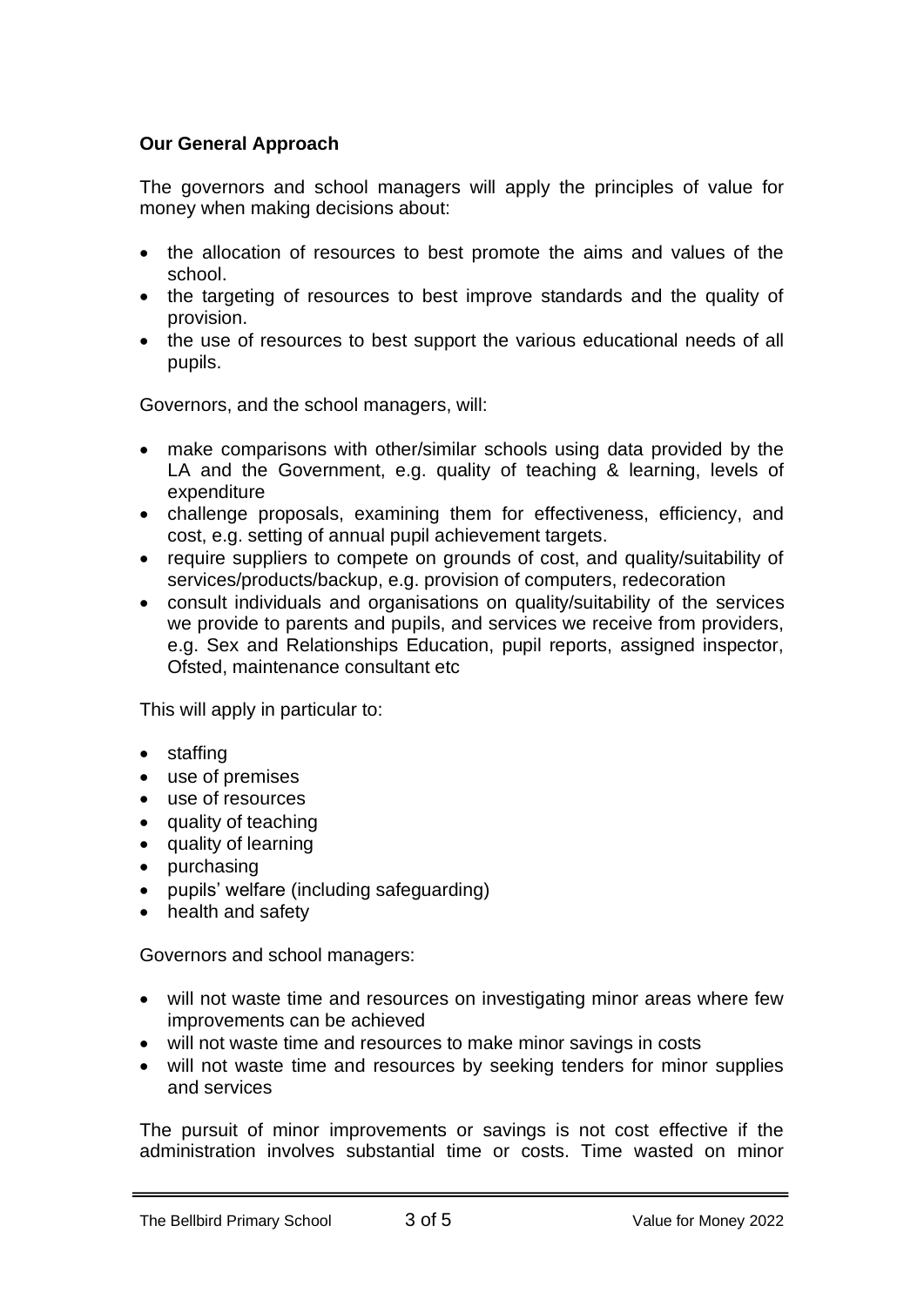**Our General Approach**

The governors and school managers will apply the principles of value for money when making decisions about:

- the allocation of resources to best promote the aims and values of the school.
- the targeting of resources to best improve standards and the quality of provision.
- the use of resources to best support the various educational needs of all pupils.

Governors, and the school managers, will:

- make comparisons with other/similar schools using data provided by the LA and the Government, e.g. quality of teaching & learning, levels of expenditure
- challenge proposals, examining them for effectiveness, efficiency, and cost, e.g. setting of annual pupil achievement targets.
- require suppliers to compete on grounds of cost, and quality/suitability of services/products/backup, e.g. provision of computers, redecoration
- consult individuals and organisations on quality/suitability of the services we provide to parents and pupils, and services we receive from providers, e.g. Sex and Relationships Education, pupil reports, assigned inspector, Ofsted, maintenance consultant etc

This will apply in particular to:

- staffing
- use of premises
- use of resources
- quality of teaching
- quality of learning
- purchasing
- pupils' welfare (including safeguarding)
- health and safety

Governors and school managers:

- will not waste time and resources on investigating minor areas where few improvements can be achieved
- will not waste time and resources to make minor savings in costs
- will not waste time and resources by seeking tenders for minor supplies and services

The pursuit of minor improvements or savings is not cost effective if the administration involves substantial time or costs. Time wasted on minor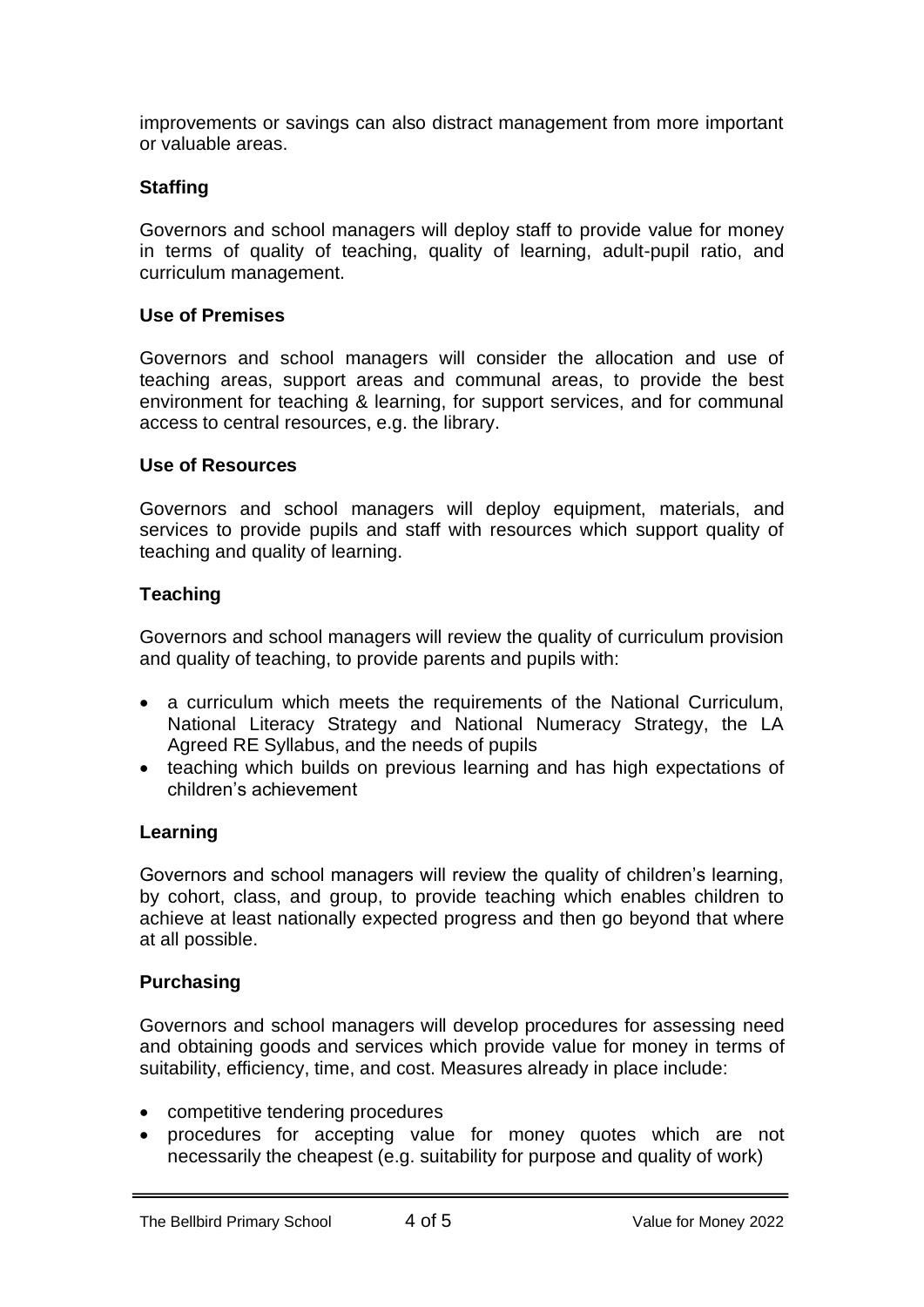improvements or savings can also distract management from more important or valuable areas.

### Staffing

Governors and school managers will deploy staff to provide value for money in terms of quality of teaching, quality of learning, adult-pupil ratio, and curriculum management.

### Use of Premises

Governors and school managers will consider the allocation and use of teaching areas, support areas and communal areas, to provide the best environment for teaching & learning, for support services, and for communal access to central resources, e.g. the library.

### Use of Resources

Governors and school managers will deploy equipment, materials, and services to provide pupils and staff with resources which support quality of teaching and quality of learning.

### Teaching

Governors and school managers will review the quality of curriculum provision and quality of teaching, to provide parents and pupils with:

- a curriculum which meets the requirements of the National Curriculum, National Literacy Strategy and National Numeracy Strategy, the LA Agreed RE Syllabus, and the needs of pupils
- teaching which builds on previous learning and has high expectations of children's achievement

### Learning

Governors and school managers will review the quality of children's learning, by cohort, class, and group, to provide teaching which enables children to achieve at least nationally expected progress and then go beyond that where at all possible.

### Purchasing

Governors and school managers will develop procedures for assessing need and obtaining goods and services which provide value for money in terms of suitability, efficiency, time, and cost. Measures already in place include:

- competitive tendering procedures
- procedures for accepting value for money quotes which are not necessarily the cheapest (e.g. suitability for purpose and quality of work)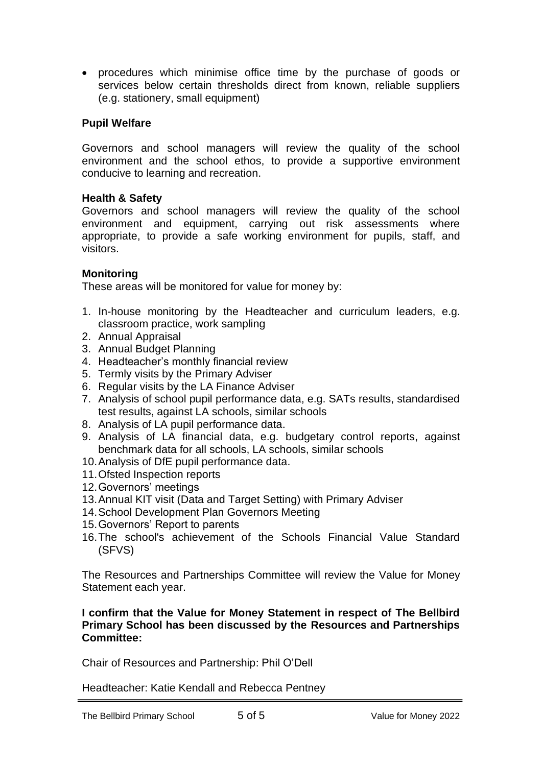- procedures which minimise office time by the purchase of goods or services below certain thresholds direct from known, reliable suppliers (e.g. stationery, small equipment)

**Pupil Welfare**

Governors and school managers will review the quality of the school environment and the school ethos, to provide a supportive environment conducive to learning and recreation.

**Health & Safety**

Governors and school managers will review the quality of the school environment and equipment, carrying out risk assessments where appropriate, to provide a safe working environment for pupils, staff, and visitors.

**Monitoring**

These areas will be monitored for value for money by:

1. In-house monitoring by the Headteacher and curriculum leaders, e.g. classroom practice, work sampling
2. Annual Appraisal
3. Annual Budget Planning
4. Headteacher's monthly financial review
5. Termly visits by the Primary Adviser
6. Regular visits by the LA Finance Adviser
7. Analysis of school pupil performance data, e.g. SATs results, standardised test results, against LA schools, similar schools
8. Analysis of LA pupil performance data.
9. Analysis of LA financial data, e.g. budgetary control reports, against benchmark data for all schools, LA schools, similar schools
10. Analysis of DfE pupil performance data.
11. Ofsted Inspection reports
12. Governors' meetings
13. Annual KIT visit (Data and Target Setting) with Primary Adviser
14. School Development Plan Governors Meeting
15. Governors' Report to parents
16. The school's achievement of the Schools Financial Value Standard (SFVS)

The Resources and Partnerships Committee will review the Value for Money Statement each year.

**I confirm that the Value for Money Statement in respect of The Bellbird Primary School has been discussed by the Resources and Partnerships Committee:**

Chair of Resources and Partnership: Phil O'Dell

Headteacher: Katie Kendall and Rebecca Pentney